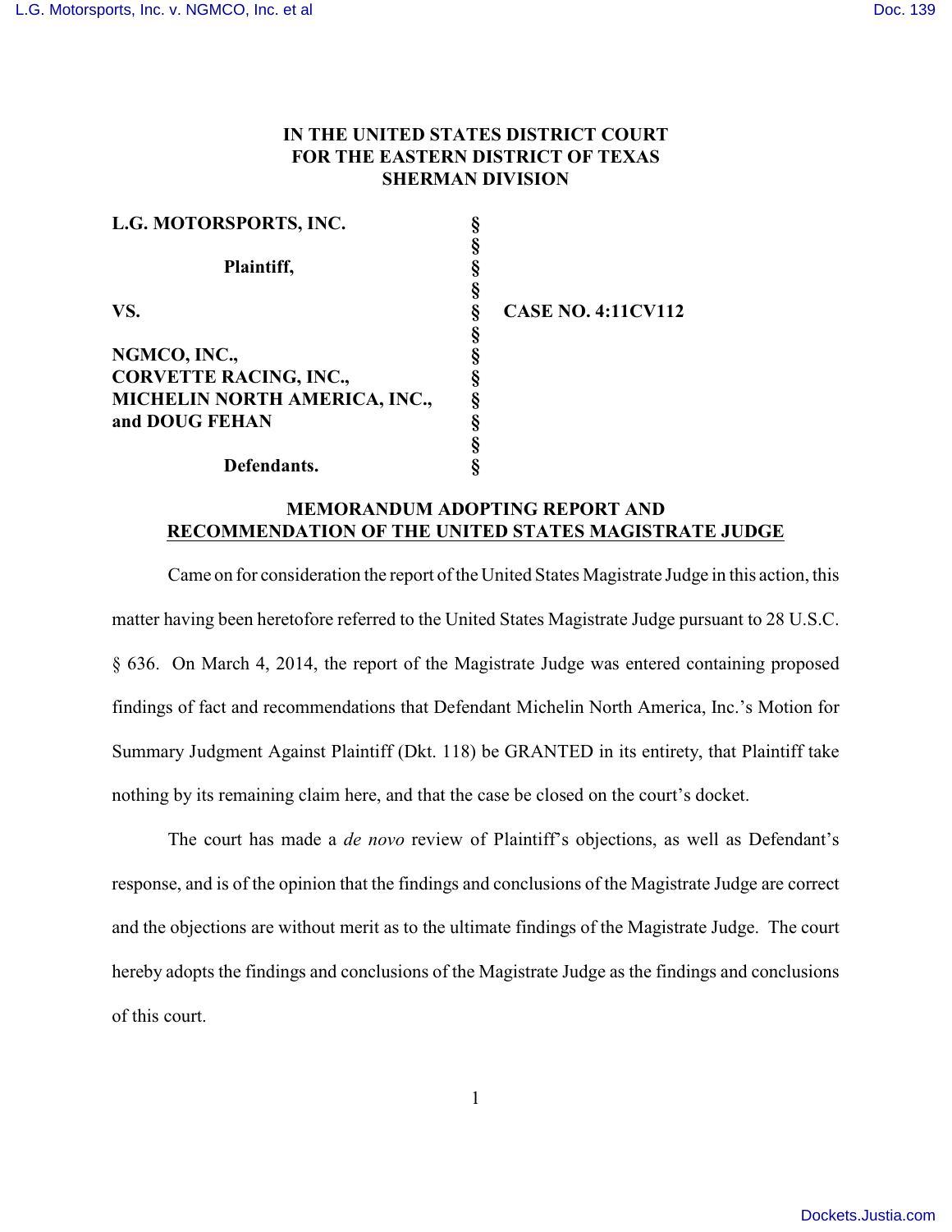# IN THE UNITED STATES DISTRICT COURT
# FOR THE EASTERN DISTRICT OF TEXAS
# SHERMAN DIVISION

| | | |
|---|---|---|
| **L.G. MOTORSPORTS, INC.** | § | |
| | § | |
| **Plaintiff,** | § | |
| | § | |
| **VS.** | § | **CASE NO. 4:11CV112** |
| | § | |
| **NGMCO, INC.,** | § | |
| **CORVETTE RACING, INC.,** | § | |
| **MICHELIN NORTH AMERICA, INC.,** | § | |
| **and DOUG FEHAN** | § | |
| | § | |
| **Defendants.** | § | |

## MEMORANDUM ADOPTING REPORT AND RECOMMENDATION OF THE UNITED STATES MAGISTRATE JUDGE

Came on for consideration the report of the United States Magistrate Judge in this action, this matter having been heretofore referred to the United States Magistrate Judge pursuant to 28 U.S.C. § 636. On March 4, 2014, the report of the Magistrate Judge was entered containing proposed findings of fact and recommendations that Defendant Michelin North America, Inc.'s Motion for Summary Judgment Against Plaintiff (Dkt. 118) be GRANTED in its entirety, that Plaintiff take nothing by its remaining claim here, and that the case be closed on the court's docket.

The court has made a *de novo* review of Plaintiff's objections, as well as Defendant's response, and is of the opinion that the findings and conclusions of the Magistrate Judge are correct and the objections are without merit as to the ultimate findings of the Magistrate Judge. The court hereby adopts the findings and conclusions of the Magistrate Judge as the findings and conclusions of this court.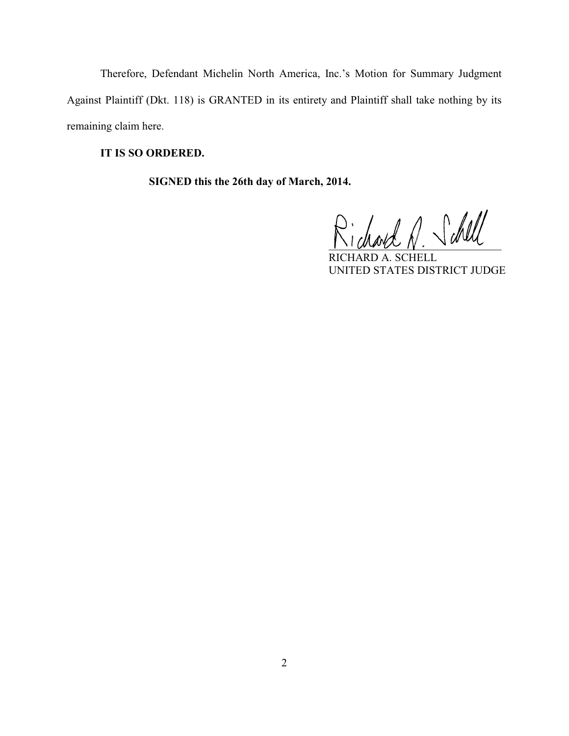Therefore, Defendant Michelin North America, Inc.'s Motion for Summary Judgment Against Plaintiff (Dkt. 118) is GRANTED in its entirety and Plaintiff shall take nothing by its remaining claim here.

**IT IS SO ORDERED.**

**SIGNED this the 26th day of March, 2014.**

RICHARD A. SCHELL
UNITED STATES DISTRICT JUDGE